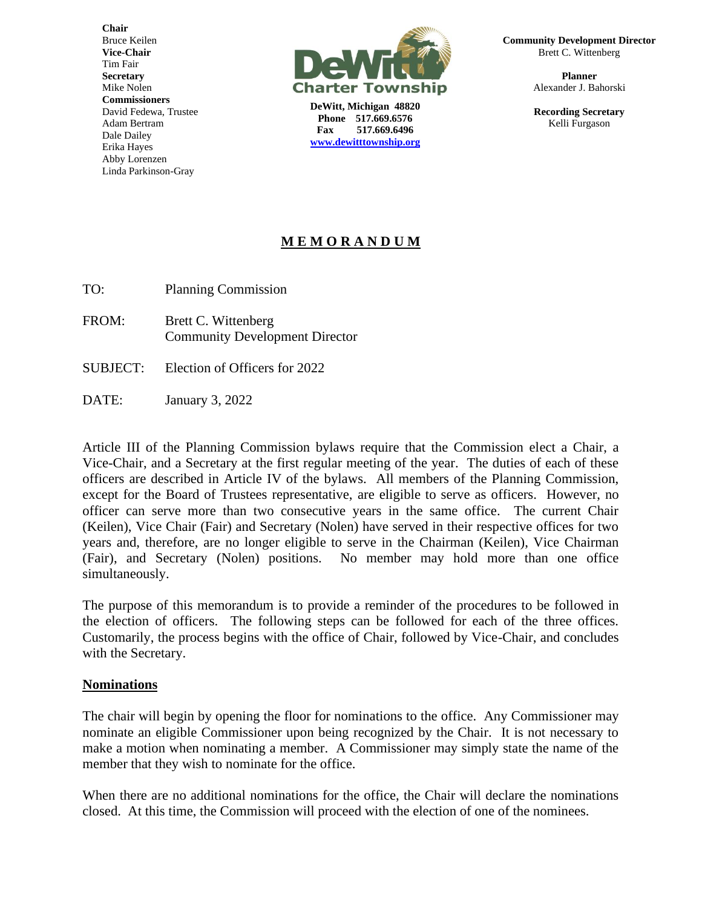**Chair**
Bruce Keilen
**Vice-Chair**
Tim Fair
**Secretary**
Mike Nolen
**Commissioners**
David Fedewa, Trustee
Adam Bertram
Dale Dailey
Erika Hayes
Abby Lorenzen
Linda Parkinson-Gray

**DeWitt Charter Township**

**DeWitt, Michigan 48820**
**Phone 517.669.6576**
**Fax 517.669.6496**
**www.dewitttownship.org**

**Community Development Director**
Brett C. Wittenberg

**Planner**
Alexander J. Bahorski

**Recording Secretary**
Kelli Furgason

# M E M O R A N D U M

TO: Planning Commission

FROM: Brett C. Wittenberg
Community Development Director

SUBJECT: Election of Officers for 2022

DATE: January 3, 2022

Article III of the Planning Commission bylaws require that the Commission elect a Chair, a Vice-Chair, and a Secretary at the first regular meeting of the year. The duties of each of these officers are described in Article IV of the bylaws. All members of the Planning Commission, except for the Board of Trustees representative, are eligible to serve as officers. However, no officer can serve more than two consecutive years in the same office. The current Chair (Keilen), Vice Chair (Fair) and Secretary (Nolen) have served in their respective offices for two years and, therefore, are no longer eligible to serve in the Chairman (Keilen), Vice Chairman (Fair), and Secretary (Nolen) positions. No member may hold more than one office simultaneously.

The purpose of this memorandum is to provide a reminder of the procedures to be followed in the election of officers. The following steps can be followed for each of the three offices. Customarily, the process begins with the office of Chair, followed by Vice-Chair, and concludes with the Secretary.

## Nominations

The chair will begin by opening the floor for nominations to the office. Any Commissioner may nominate an eligible Commissioner upon being recognized by the Chair. It is not necessary to make a motion when nominating a member. A Commissioner may simply state the name of the member that they wish to nominate for the office.

When there are no additional nominations for the office, the Chair will declare the nominations closed. At this time, the Commission will proceed with the election of one of the nominees.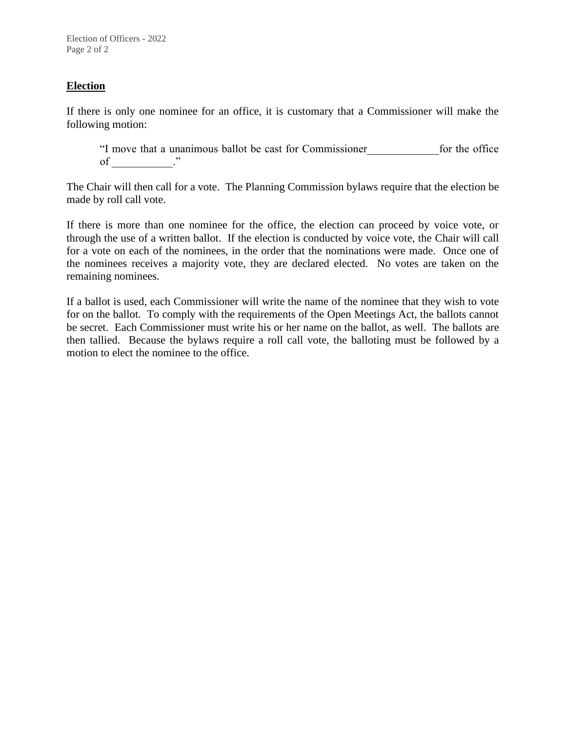## Election

If there is only one nominee for an office, it is customary that a Commissioner will make the following motion:

> "I move that a unanimous ballot be cast for Commissioner_____________ for the office of ___________."

The Chair will then call for a vote. The Planning Commission bylaws require that the election be made by roll call vote.

If there is more than one nominee for the office, the election can proceed by voice vote, or through the use of a written ballot. If the election is conducted by voice vote, the Chair will call for a vote on each of the nominees, in the order that the nominations were made. Once one of the nominees receives a majority vote, they are declared elected. No votes are taken on the remaining nominees.

If a ballot is used, each Commissioner will write the name of the nominee that they wish to vote for on the ballot. To comply with the requirements of the Open Meetings Act, the ballots cannot be secret. Each Commissioner must write his or her name on the ballot, as well. The ballots are then tallied. Because the bylaws require a roll call vote, the balloting must be followed by a motion to elect the nominee to the office.